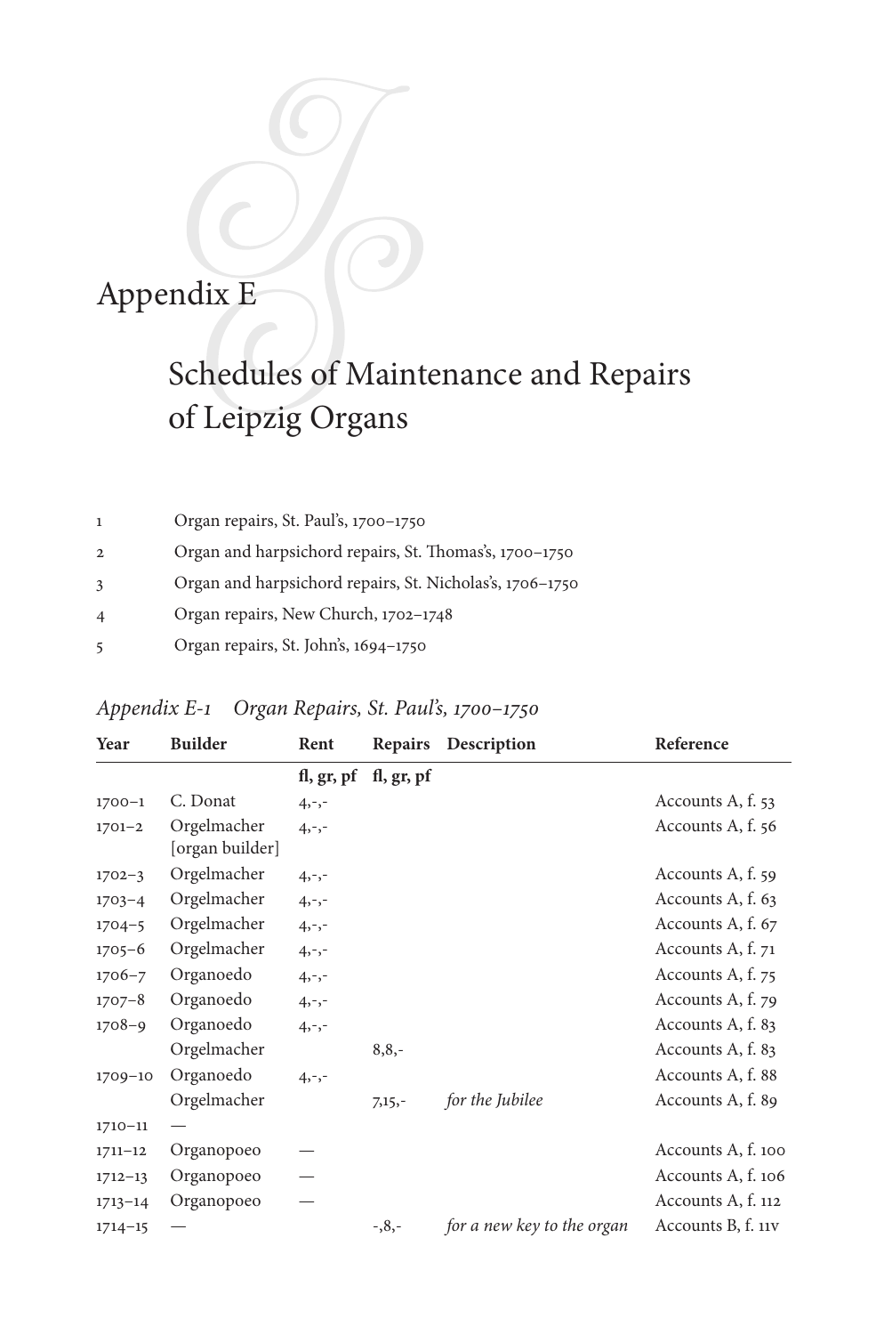# Appendix E

## Schedules of Maintenance and Repairs of Leipzig Organs

1 Organ repairs, St. Paul's, 1700–1750

2 Organ and harpsichord repairs, St. Thomas's, 1700–1750

3 Organ and harpsichord repairs, St. Nicholas's, 1706–1750

4 Organ repairs, New Church, 1702–1748

5 Organ repairs, St. John's, 1694–1750

### *Appendix E-1 Organ Repairs, St. Paul's, 1700–1750*

| Year | Builder | Rent | Repairs | Description | Reference |
|---|---|---|---|---|---|
| | | fl, gr, pf | fl, gr, pf | | |
| 1700–1 | C. Donat | 4,-,- | | | Accounts A, f. 53 |
| 1701–2 | Orgelmacher [organ builder] | 4,-,- | | | Accounts A, f. 56 |
| 1702–3 | Orgelmacher | 4,-,- | | | Accounts A, f. 59 |
| 1703–4 | Orgelmacher | 4,-,- | | | Accounts A, f. 63 |
| 1704–5 | Orgelmacher | 4,-,- | | | Accounts A, f. 67 |
| 1705–6 | Orgelmacher | 4,-,- | | | Accounts A, f. 71 |
| 1706–7 | Organoedo | 4,-,- | | | Accounts A, f. 75 |
| 1707–8 | Organoedo | 4,-,- | | | Accounts A, f. 79 |
| 1708–9 | Organoedo | 4,-,- | | | Accounts A, f. 83 |
| | Orgelmacher | | 8,8,- | | Accounts A, f. 83 |
| 1709–10 | Organoedo | 4,-,- | | | Accounts A, f. 88 |
| | Orgelmacher | | 7,15,- | *for the Jubilee* | Accounts A, f. 89 |
| 1710–11 | — | | | | |
| 1711–12 | Organopoeo | — | | | Accounts A, f. 100 |
| 1712–13 | Organopoeo | — | | | Accounts A, f. 106 |
| 1713–14 | Organopoeo | — | | | Accounts A, f. 112 |
| 1714–15 | — | | -,8,- | *for a new key to the organ* | Accounts B, f. 11v |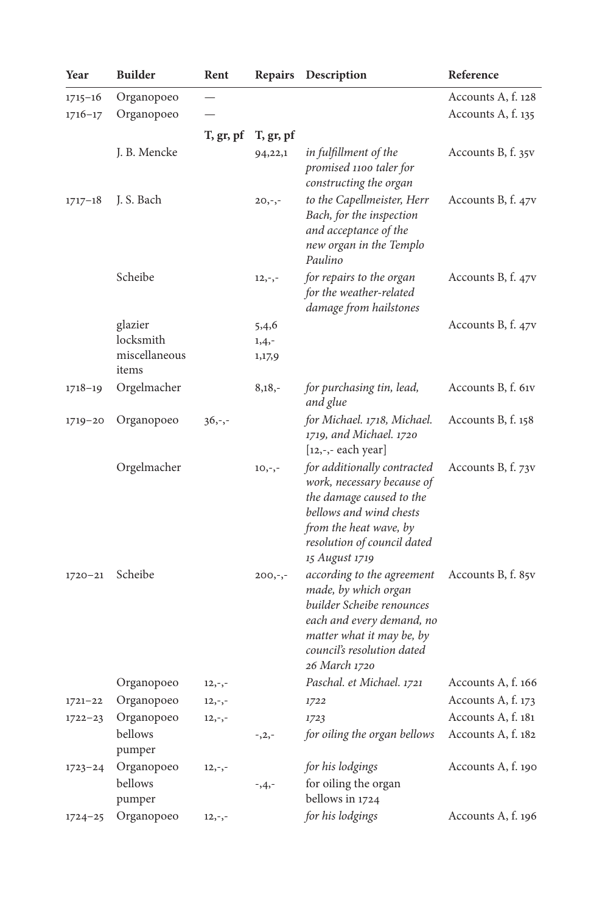| Year | Builder | Rent | Repairs | Description | Reference |
|---|---|---|---|---|---|
| 1715–16 | Organopoeo | — | | | Accounts A, f. 128 |
| 1716–17 | Organopoeo | — | | | Accounts A, f. 135 |
| | | **T, gr, pf** | **T, gr, pf** | | |
| | J. B. Mencke | | 94,22,1 | *in fulfillment of the promised 1100 taler for constructing the organ* | Accounts B, f. 35v |
| 1717–18 | J. S. Bach | | 20,-,- | *to the Capellmeister, Herr Bach, for the inspection and acceptance of the new organ in the Templo Paulino* | Accounts B, f. 47v |
| | Scheibe | | 12,-,- | *for repairs to the organ for the weather-related damage from hailstones* | Accounts B, f. 47v |
| | glazier<br>locksmith<br>miscellaneous items | | 5,4,6<br>1,4,-<br>1,17,9 | | Accounts B, f. 47v |
| 1718–19 | Orgelmacher | | 8,18,- | *for purchasing tin, lead, and glue* | Accounts B, f. 61v |
| 1719–20 | Organopoeo | 36,-,- | | *for Michael. 1718, Michael. 1719, and Michael. 1720* [12,-,- each year] | Accounts B, f. 158 |
| | Orgelmacher | | 10,-,- | *for additionally contracted work, necessary because of the damage caused to the bellows and wind chests from the heat wave, by resolution of council dated 15 August 1719* | Accounts B, f. 73v |
| 1720–21 | Scheibe | | 200,-,- | *according to the agreement made, by which organ builder Scheibe renounces each and every demand, no matter what it may be, by council's resolution dated 26 March 1720* | Accounts B, f. 85v |
| | Organopoeo | 12,-,- | | *Paschal. et Michael. 1721* | Accounts A, f. 166 |
| 1721–22 | Organopoeo | 12,-,- | | *1722* | Accounts A, f. 173 |
| 1722–23 | Organopoeo | 12,-,- | | *1723* | Accounts A, f. 181 |
| | bellows pumper | | -,2,- | *for oiling the organ bellows* | Accounts A, f. 182 |
| 1723–24 | Organopoeo | 12,-,- | | *for his lodgings* | Accounts A, f. 190 |
| | bellows pumper | | -,4,- | for oiling the organ bellows in 1724 | |
| 1724–25 | Organopoeo | 12,-,- | | *for his lodgings* | Accounts A, f. 196 |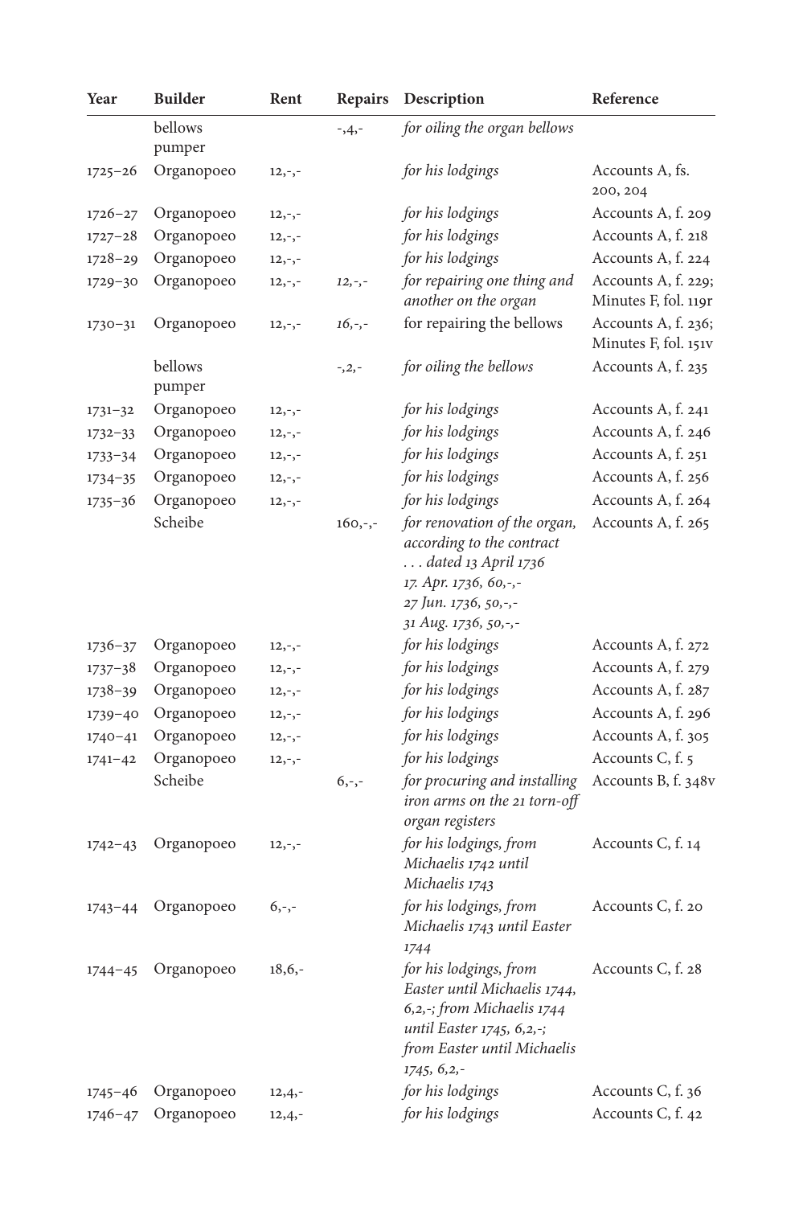| Year | Builder | Rent | Repairs | Description | Reference |
|---|---|---|---|---|---|
| | bellows pumper | | -,4,- | *for oiling the organ bellows* | |
| 1725–26 | Organopoeo | 12,-,- | | *for his lodgings* | Accounts A, fs. 200, 204 |
| 1726–27 | Organopoeo | 12,-,- | | *for his lodgings* | Accounts A, f. 209 |
| 1727–28 | Organopoeo | 12,-,- | | *for his lodgings* | Accounts A, f. 218 |
| 1728–29 | Organopoeo | 12,-,- | | *for his lodgings* | Accounts A, f. 224 |
| 1729–30 | Organopoeo | 12,-,- | *12,-,-* | *for repairing one thing and another on the organ* | Accounts A, f. 229; Minutes F, fol. 119r |
| 1730–31 | Organopoeo | 12,-,- | *16,-,-* | for repairing the bellows | Accounts A, f. 236; Minutes F, fol. 151v |
| | bellows pumper | | -,2,- | *for oiling the bellows* | Accounts A, f. 235 |
| 1731–32 | Organopoeo | 12,-,- | | *for his lodgings* | Accounts A, f. 241 |
| 1732–33 | Organopoeo | 12,-,- | | *for his lodgings* | Accounts A, f. 246 |
| 1733–34 | Organopoeo | 12,-,- | | *for his lodgings* | Accounts A, f. 251 |
| 1734–35 | Organopoeo | 12,-,- | | *for his lodgings* | Accounts A, f. 256 |
| 1735–36 | Organopoeo | 12,-,- | | *for his lodgings* | Accounts A, f. 264 |
| | Scheibe | | 160,-,- | *for renovation of the organ, according to the contract . . . dated 13 April 1736 17. Apr. 1736, 60,-,- 27 Jun. 1736, 50,-,- 31 Aug. 1736, 50,-,-* | Accounts A, f. 265 |
| 1736–37 | Organopoeo | 12,-,- | | *for his lodgings* | Accounts A, f. 272 |
| 1737–38 | Organopoeo | 12,-,- | | *for his lodgings* | Accounts A, f. 279 |
| 1738–39 | Organopoeo | 12,-,- | | *for his lodgings* | Accounts A, f. 287 |
| 1739–40 | Organopoeo | 12,-,- | | *for his lodgings* | Accounts A, f. 296 |
| 1740–41 | Organopoeo | 12,-,- | | *for his lodgings* | Accounts A, f. 305 |
| 1741–42 | Organopoeo | 12,-,- | | *for his lodgings* | Accounts C, f. 5 |
| | Scheibe | | 6,-,- | *for procuring and installing iron arms on the 21 torn-off organ registers* | Accounts B, f. 348v |
| 1742–43 | Organopoeo | 12,-,- | | *for his lodgings, from Michaelis 1742 until Michaelis 1743* | Accounts C, f. 14 |
| 1743–44 | Organopoeo | 6,-,- | | *for his lodgings, from Michaelis 1743 until Easter 1744* | Accounts C, f. 20 |
| 1744–45 | Organopoeo | 18,6,- | | *for his lodgings, from Easter until Michaelis 1744, 6,2,-; from Michaelis 1744 until Easter 1745, 6,2,-; from Easter until Michaelis 1745, 6,2,-* | Accounts C, f. 28 |
| 1745–46 | Organopoeo | 12,4,- | | *for his lodgings* | Accounts C, f. 36 |
| 1746–47 | Organopoeo | 12,4,- | | *for his lodgings* | Accounts C, f. 42 |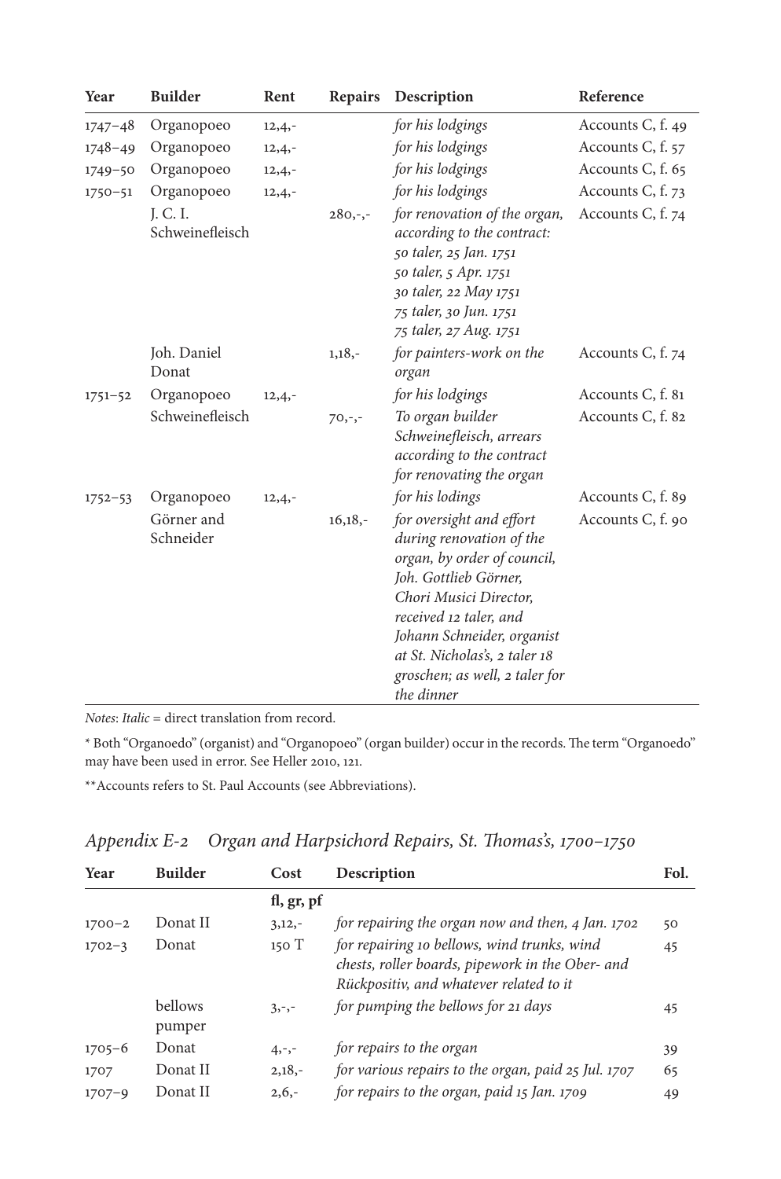| Year | Builder | Rent | Repairs | Description | Reference |
|---|---|---|---|---|---|
| 1747–48 | Organopoeo | 12,4,- | | *for his lodgings* | Accounts C, f. 49 |
| 1748–49 | Organopoeo | 12,4,- | | *for his lodgings* | Accounts C, f. 57 |
| 1749–50 | Organopoeo | 12,4,- | | *for his lodgings* | Accounts C, f. 65 |
| 1750–51 | Organopoeo | 12,4,- | | *for his lodgings* | Accounts C, f. 73 |
| | J. C. I. Schweinefleisch | | 280,-,- | *for renovation of the organ, according to the contract: 50 taler, 25 Jan. 1751 50 taler, 5 Apr. 1751 30 taler, 22 May 1751 75 taler, 30 Jun. 1751 75 taler, 27 Aug. 1751* | Accounts C, f. 74 |
| | Joh. Daniel Donat | | 1,18,- | *for painters-work on the organ* | Accounts C, f. 74 |
| 1751–52 | Organopoeo | 12,4,- | | *for his lodgings* | Accounts C, f. 81 |
| | Schweinefleisch | | 70,-,- | *To organ builder Schweinefleisch, arrears according to the contract for renovating the organ* | Accounts C, f. 82 |
| 1752–53 | Organopoeo | 12,4,- | | *for his lodings* | Accounts C, f. 89 |
| | Görner and Schneider | | 16,18,- | *for oversight and effort during renovation of the organ, by order of council, Joh. Gottlieb Görner, Chori Musici Director, received 12 taler, and Johann Schneider, organist at St. Nicholas's, 2 taler 18 groschen; as well, 2 taler for the dinner* | Accounts C, f. 90 |

*Notes*: *Italic* = direct translation from record.

\* Both "Organoedo" (organist) and "Organopoeo" (organ builder) occur in the records. The term "Organoedo" may have been used in error. See Heller 2010, 121.

\*\*Accounts refers to St. Paul Accounts (see Abbreviations).

## *Appendix E-2 Organ and Harpsichord Repairs, St. Thomas's, 1700–1750*

| Year | Builder | Cost | Description | Fol. |
|---|---|---|---|---|
| | | fl, gr, pf | | |
| 1700–2 | Donat II | 3,12,- | *for repairing the organ now and then, 4 Jan. 1702* | 50 |
| 1702–3 | Donat | 150 T | *for repairing 10 bellows, wind trunks, wind chests, roller boards, pipework in the Ober- and Rückpositiv, and whatever related to it* | 45 |
| | bellows pumper | 3,-,- | *for pumping the bellows for 21 days* | 45 |
| 1705–6 | Donat | 4,-,- | *for repairs to the organ* | 39 |
| 1707 | Donat II | 2,18,- | *for various repairs to the organ, paid 25 Jul. 1707* | 65 |
| 1707–9 | Donat II | 2,6,- | *for repairs to the organ, paid 15 Jan. 1709* | 49 |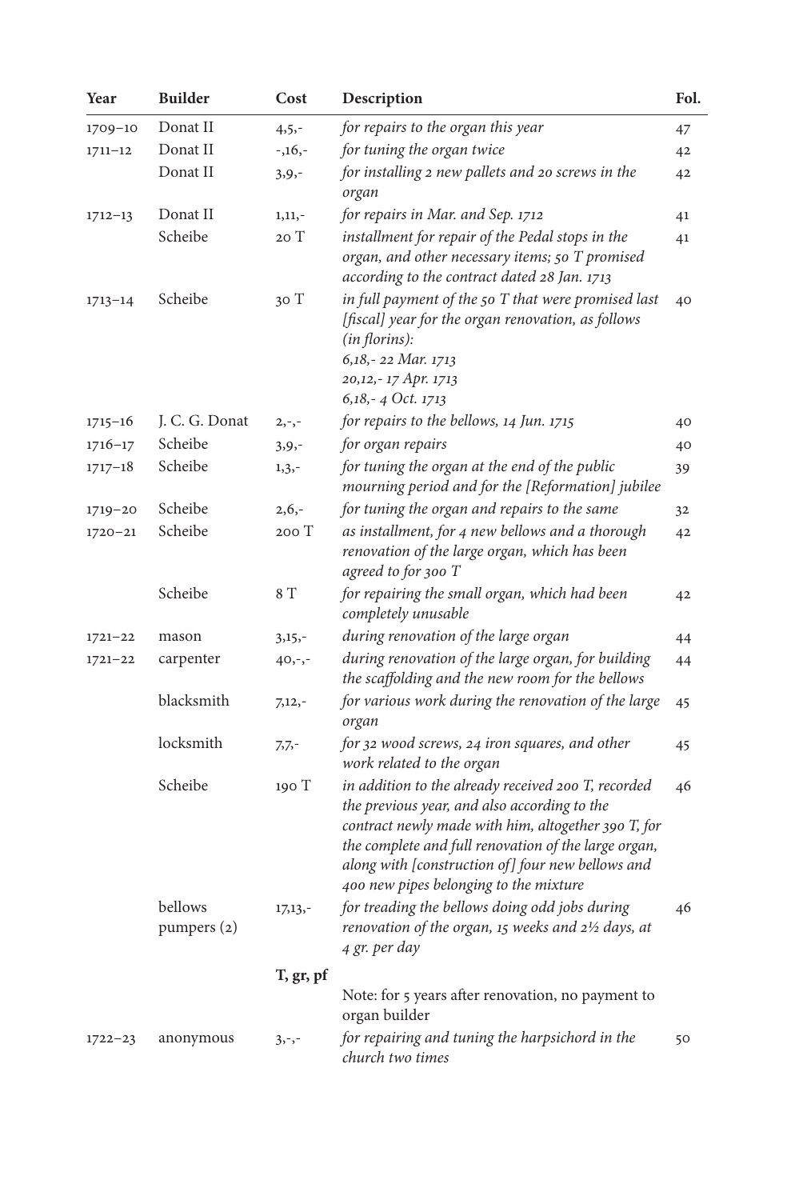| Year | Builder | Cost | Description | Fol. |
|---|---|---|---|---|
| 1709–10 | Donat II | 4,5,- | *for repairs to the organ this year* | 47 |
| 1711–12 | Donat II | -,16,- | *for tuning the organ twice* | 42 |
| | Donat II | 3,9,- | *for installing 2 new pallets and 20 screws in the organ* | 42 |
| 1712–13 | Donat II | 1,11,- | *for repairs in Mar. and Sep. 1712* | 41 |
| | Scheibe | 20 T | *installment for repair of the Pedal stops in the organ, and other necessary items; 50 T promised according to the contract dated 28 Jan. 1713* | 41 |
| 1713–14 | Scheibe | 30 T | *in full payment of the 50 T that were promised last [fiscal] year for the organ renovation, as follows (in florins):* *6,18,- 22 Mar. 1713* *20,12,- 17 Apr. 1713* *6,18,- 4 Oct. 1713* | 40 |
| 1715–16 | J. C. G. Donat | 2,-,- | *for repairs to the bellows, 14 Jun. 1715* | 40 |
| 1716–17 | Scheibe | 3,9,- | *for organ repairs* | 40 |
| 1717–18 | Scheibe | 1,3,- | *for tuning the organ at the end of the public mourning period and for the [Reformation] jubilee* | 39 |
| 1719–20 | Scheibe | 2,6,- | *for tuning the organ and repairs to the same* | 32 |
| 1720–21 | Scheibe | 200 T | *as installment, for 4 new bellows and a thorough renovation of the large organ, which has been agreed to for 300 T* | 42 |
| | Scheibe | 8 T | *for repairing the small organ, which had been completely unusable* | 42 |
| 1721–22 | mason | 3,15,- | *during renovation of the large organ* | 44 |
| 1721–22 | carpenter | 40,-,- | *during renovation of the large organ, for building the scaffolding and the new room for the bellows* | 44 |
| | blacksmith | 7,12,- | *for various work during the renovation of the large organ* | 45 |
| | locksmith | 7,7,- | *for 32 wood screws, 24 iron squares, and other work related to the organ* | 45 |
| | Scheibe | 190 T | *in addition to the already received 200 T, recorded the previous year, and also according to the contract newly made with him, altogether 390 T, for the complete and full renovation of the large organ, along with [construction of] four new bellows and 400 new pipes belonging to the mixture* | 46 |
| | bellows pumpers (2) | 17,13,- | *for treading the bellows doing odd jobs during renovation of the organ, 15 weeks and 2½ days, at 4 gr. per day* | 46 |
| | | **T, gr, pf** | | |
| | | | Note: for 5 years after renovation, no payment to organ builder | |
| 1722–23 | anonymous | 3,-,- | *for repairing and tuning the harpsichord in the church two times* | 50 |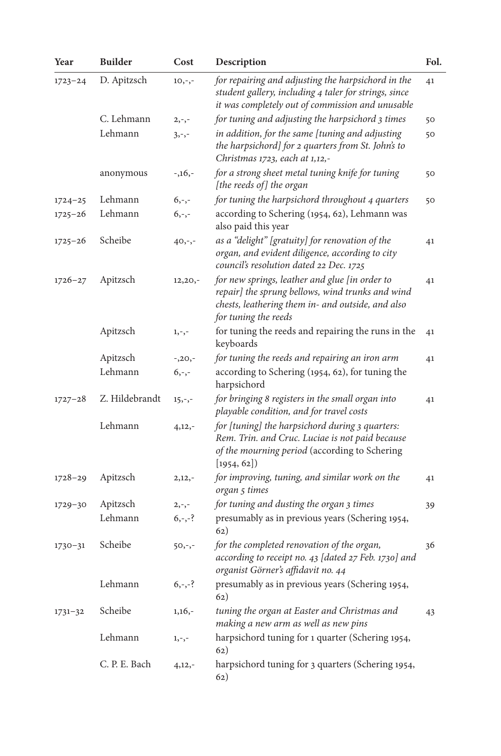| Year | Builder | Cost | Description | Fol. |
|---|---|---|---|---|
| 1723–24 | D. Apitzsch | 10,-,- | *for repairing and adjusting the harpsichord in the student gallery, including 4 taler for strings, since it was completely out of commission and unusable* | 41 |
| | C. Lehmann | 2,-,- | *for tuning and adjusting the harpsichord 3 times* | 50 |
| | Lehmann | 3,-,- | *in addition, for the same [tuning and adjusting the harpsichord] for 2 quarters from St. John's to Christmas 1723, each at 1,12,-* | 50 |
| | anonymous | -,16,- | *for a strong sheet metal tuning knife for tuning [the reeds of] the organ* | 50 |
| 1724–25 | Lehmann | 6,-,- | *for tuning the harpsichord throughout 4 quarters* | 50 |
| 1725–26 | Lehmann | 6,-,- | according to Schering (1954, 62), Lehmann was also paid this year | |
| 1725–26 | Scheibe | 40,-,- | *as a "delight" [gratuity] for renovation of the organ, and evident diligence, according to city council's resolution dated 22 Dec. 1725* | 41 |
| 1726–27 | Apitzsch | 12,20,- | *for new springs, leather and glue [in order to repair] the sprung bellows, wind trunks and wind chests, leathering them in- and outside, and also for tuning the reeds* | 41 |
| | Apitzsch | 1,-,- | for tuning the reeds and repairing the runs in the keyboards | 41 |
| | Apitzsch | -,20,- | *for tuning the reeds and repairing an iron arm* | 41 |
| | Lehmann | 6,-,- | according to Schering (1954, 62), for tuning the harpsichord | |
| 1727–28 | Z. Hildebrandt | 15,-,- | *for bringing 8 registers in the small organ into playable condition, and for travel costs* | 41 |
| | Lehmann | 4,12,- | *for [tuning] the harpsichord during 3 quarters: Rem. Trin. and Cruc. Luciae is not paid because of the mourning period* (according to Schering [1954, 62]) | |
| 1728–29 | Apitzsch | 2,12,- | *for improving, tuning, and similar work on the organ 5 times* | 41 |
| 1729–30 | Apitzsch | 2,-,- | *for tuning and dusting the organ 3 times* | 39 |
| | Lehmann | 6,-,-? | presumably as in previous years (Schering 1954, 62) | |
| 1730–31 | Scheibe | 50,-,- | *for the completed renovation of the organ, according to receipt no. 43 [dated 27 Feb. 1730] and organist Görner's affidavit no. 44* | 36 |
| | Lehmann | 6,-,-? | presumably as in previous years (Schering 1954, 62) | |
| 1731–32 | Scheibe | 1,16,- | *tuning the organ at Easter and Christmas and making a new arm as well as new pins* | 43 |
| | Lehmann | 1,-,- | harpsichord tuning for 1 quarter (Schering 1954, 62) | |
| | C. P. E. Bach | 4,12,- | harpsichord tuning for 3 quarters (Schering 1954, 62) | |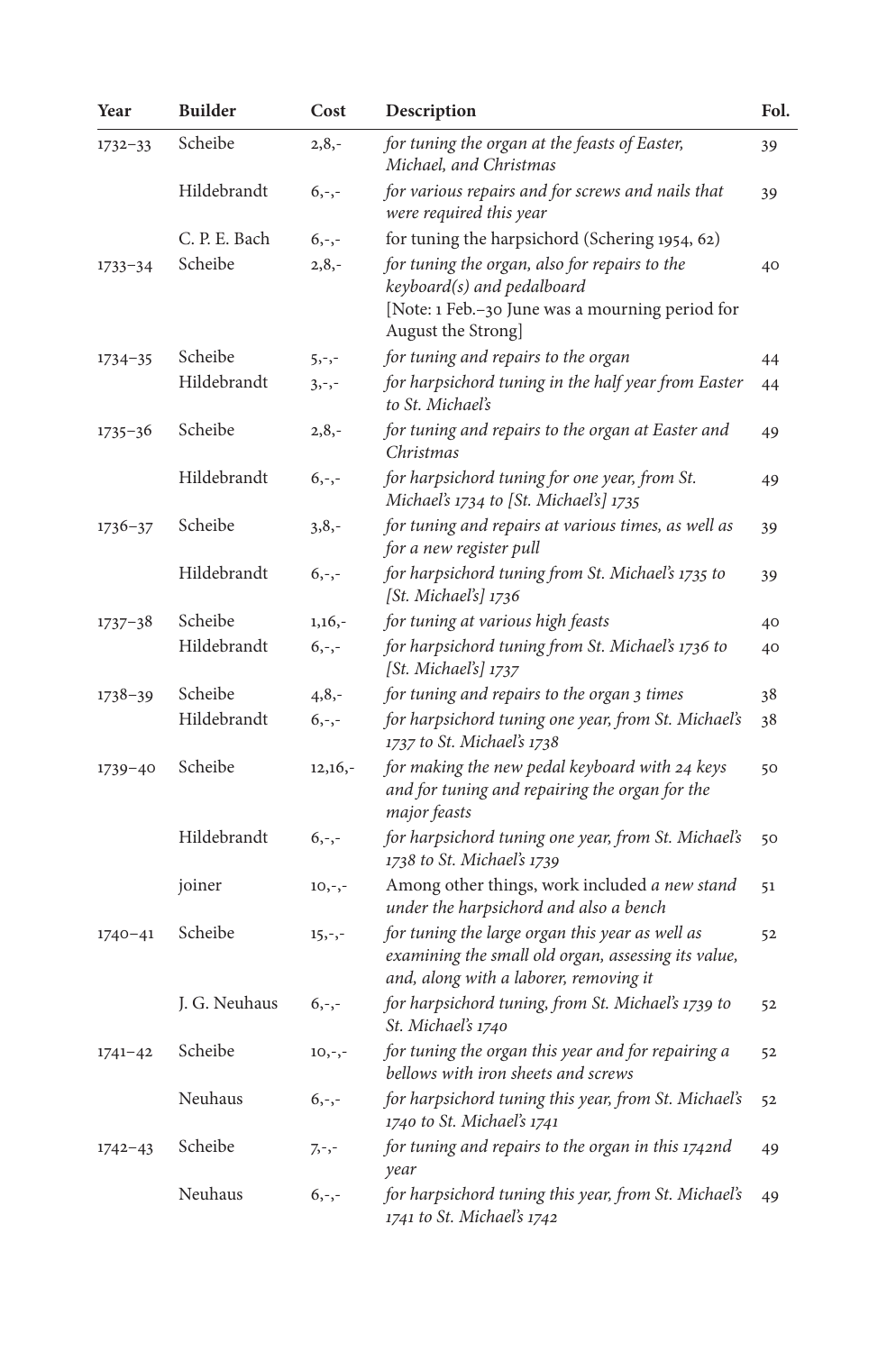| Year | Builder | Cost | Description | Fol. |
|---|---|---|---|---|
| 1732–33 | Scheibe | 2,8,- | *for tuning the organ at the feasts of Easter, Michael, and Christmas* | 39 |
| | Hildebrandt | 6,-,- | *for various repairs and for screws and nails that were required this year* | 39 |
| | C. P. E. Bach | 6,-,- | for tuning the harpsichord (Schering 1954, 62) | |
| 1733–34 | Scheibe | 2,8,- | *for tuning the organ, also for repairs to the keyboard(s) and pedalboard* [Note: 1 Feb.–30 June was a mourning period for August the Strong] | 40 |
| 1734–35 | Scheibe | 5,-,- | *for tuning and repairs to the organ* | 44 |
| | Hildebrandt | 3,-,- | *for harpsichord tuning in the half year from Easter to St. Michael's* | 44 |
| 1735–36 | Scheibe | 2,8,- | *for tuning and repairs to the organ at Easter and Christmas* | 49 |
| | Hildebrandt | 6,-,- | *for harpsichord tuning for one year, from St. Michael's 1734 to [St. Michael's] 1735* | 49 |
| 1736–37 | Scheibe | 3,8,- | *for tuning and repairs at various times, as well as for a new register pull* | 39 |
| | Hildebrandt | 6,-,- | *for harpsichord tuning from St. Michael's 1735 to [St. Michael's] 1736* | 39 |
| 1737–38 | Scheibe | 1,16,- | *for tuning at various high feasts* | 40 |
| | Hildebrandt | 6,-,- | *for harpsichord tuning from St. Michael's 1736 to [St. Michael's] 1737* | 40 |
| 1738–39 | Scheibe | 4,8,- | *for tuning and repairs to the organ 3 times* | 38 |
| | Hildebrandt | 6,-,- | *for harpsichord tuning one year, from St. Michael's 1737 to St. Michael's 1738* | 38 |
| 1739–40 | Scheibe | 12,16,- | *for making the new pedal keyboard with 24 keys and for tuning and repairing the organ for the major feasts* | 50 |
| | Hildebrandt | 6,-,- | *for harpsichord tuning one year, from St. Michael's 1738 to St. Michael's 1739* | 50 |
| | joiner | 10,-,- | Among other things, work included *a new stand under the harpsichord and also a bench* | 51 |
| 1740–41 | Scheibe | 15,-,- | *for tuning the large organ this year as well as examining the small old organ, assessing its value, and, along with a laborer, removing it* | 52 |
| | J. G. Neuhaus | 6,-,- | *for harpsichord tuning, from St. Michael's 1739 to St. Michael's 1740* | 52 |
| 1741–42 | Scheibe | 10,-,- | *for tuning the organ this year and for repairing a bellows with iron sheets and screws* | 52 |
| | Neuhaus | 6,-,- | *for harpsichord tuning this year, from St. Michael's 1740 to St. Michael's 1741* | 52 |
| 1742–43 | Scheibe | 7,-,- | *for tuning and repairs to the organ in this 1742nd year* | 49 |
| | Neuhaus | 6,-,- | *for harpsichord tuning this year, from St. Michael's 1741 to St. Michael's 1742* | 49 |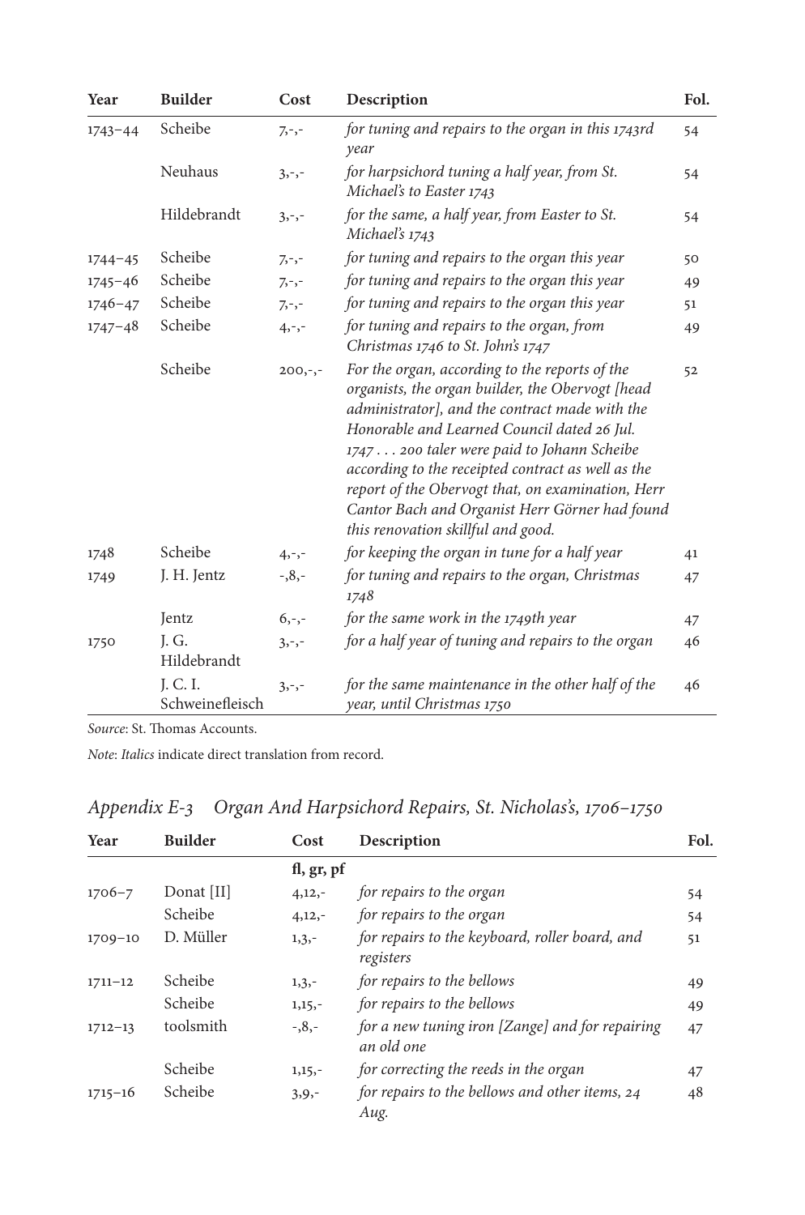| Year | Builder | Cost | Description | Fol. |
|---|---|---|---|---|
| 1743–44 | Scheibe | 7,-,- | *for tuning and repairs to the organ in this 1743rd year* | 54 |
| | Neuhaus | 3,-,- | *for harpsichord tuning a half year, from St. Michael's to Easter 1743* | 54 |
| | Hildebrandt | 3,-,- | *for the same, a half year, from Easter to St. Michael's 1743* | 54 |
| 1744–45 | Scheibe | 7,-,- | *for tuning and repairs to the organ this year* | 50 |
| 1745–46 | Scheibe | 7,-,- | *for tuning and repairs to the organ this year* | 49 |
| 1746–47 | Scheibe | 7,-,- | *for tuning and repairs to the organ this year* | 51 |
| 1747–48 | Scheibe | 4,-,- | *for tuning and repairs to the organ, from Christmas 1746 to St. John's 1747* | 49 |
| | Scheibe | 200,-,- | *For the organ, according to the reports of the organists, the organ builder, the Obervogt [head administrator], and the contract made with the Honorable and Learned Council dated 26 Jul. 1747 . . . 200 taler were paid to Johann Scheibe according to the receipted contract as well as the report of the Obervogt that, on examination, Herr Cantor Bach and Organist Herr Görner had found this renovation skillful and good.* | 52 |
| 1748 | Scheibe | 4,-,- | *for keeping the organ in tune for a half year* | 41 |
| 1749 | J. H. Jentz | -,8,- | *for tuning and repairs to the organ, Christmas 1748* | 47 |
| | Jentz | 6,-,- | *for the same work in the 1749th year* | 47 |
| 1750 | J. G. Hildebrandt | 3,-,- | *for a half year of tuning and repairs to the organ* | 46 |
| | J. C. I. Schweinefleisch | 3,-,- | *for the same maintenance in the other half of the year, until Christmas 1750* | 46 |

*Source*: St. Thomas Accounts.

*Note*: *Italics* indicate direct translation from record.

## *Appendix E-3 Organ And Harpsichord Repairs, St. Nicholas's, 1706–1750*

| Year | Builder | Cost | Description | Fol. |
|---|---|---|---|---|
| | | fl, gr, pf | | |
| 1706–7 | Donat [II] | 4,12,- | *for repairs to the organ* | 54 |
| | Scheibe | 4,12,- | *for repairs to the organ* | 54 |
| 1709–10 | D. Müller | 1,3,- | *for repairs to the keyboard, roller board, and registers* | 51 |
| 1711–12 | Scheibe | 1,3,- | *for repairs to the bellows* | 49 |
| | Scheibe | 1,15,- | *for repairs to the bellows* | 49 |
| 1712–13 | toolsmith | -,8,- | *for a new tuning iron [Zange] and for repairing an old one* | 47 |
| | Scheibe | 1,15,- | *for correcting the reeds in the organ* | 47 |
| 1715–16 | Scheibe | 3,9,- | *for repairs to the bellows and other items, 24 Aug.* | 48 |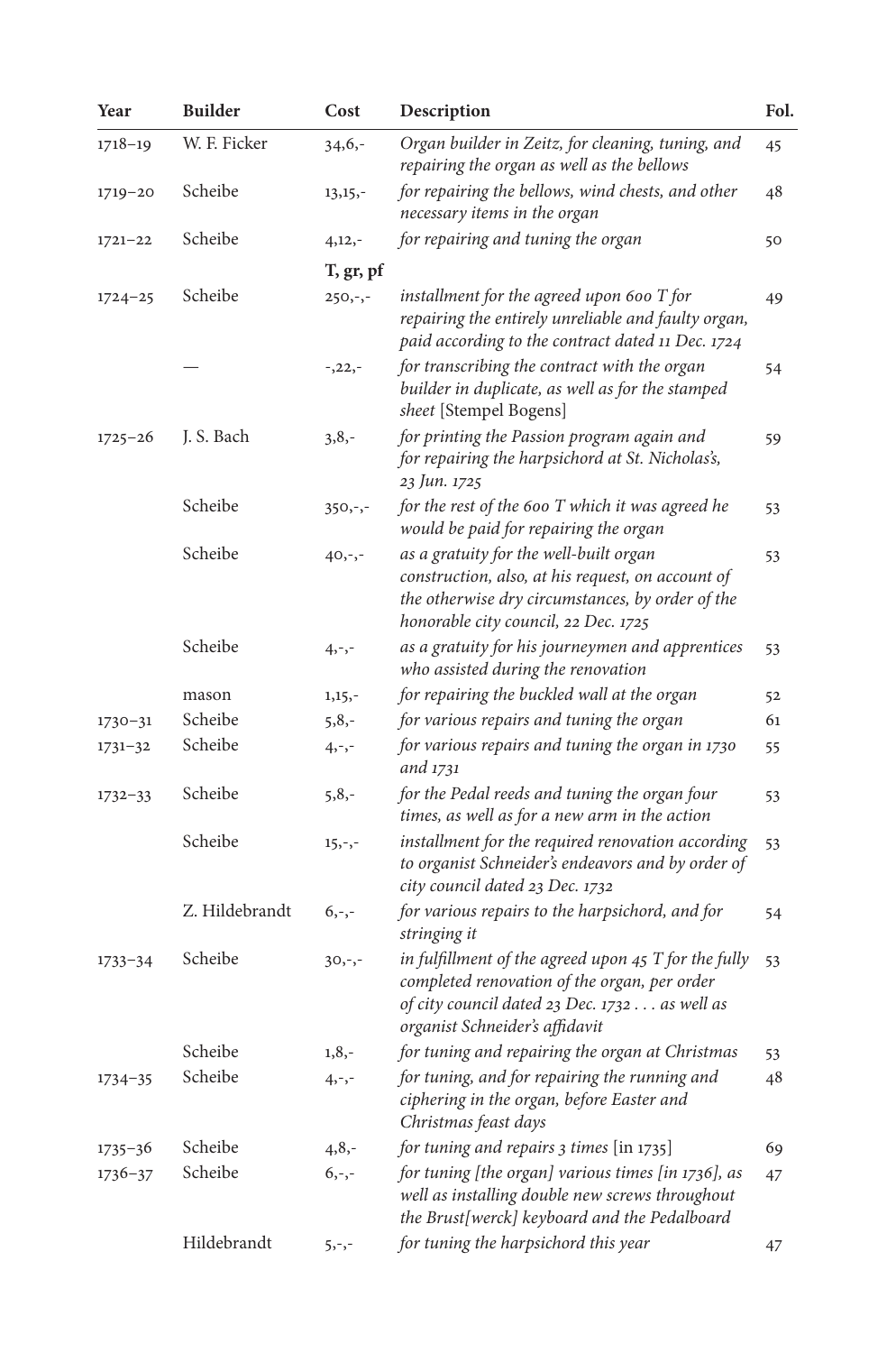| Year | Builder | Cost | Description | Fol. |
|---|---|---|---|---|
| 1718–19 | W. F. Ficker | 34,6,- | *Organ builder in Zeitz, for cleaning, tuning, and repairing the organ as well as the bellows* | 45 |
| 1719–20 | Scheibe | 13,15,- | *for repairing the bellows, wind chests, and other necessary items in the organ* | 48 |
| 1721–22 | Scheibe | 4,12,- | *for repairing and tuning the organ* | 50 |
| | | **T, gr, pf** | | |
| 1724–25 | Scheibe | 250,-,- | *installment for the agreed upon 600 T for repairing the entirely unreliable and faulty organ, paid according to the contract dated 11 Dec. 1724* | 49 |
| | — | -,22,- | *for transcribing the contract with the organ builder in duplicate, as well as for the stamped sheet* [Stempel Bogens] | 54 |
| 1725–26 | J. S. Bach | 3,8,- | *for printing the Passion program again and for repairing the harpsichord at St. Nicholas's, 23 Jun. 1725* | 59 |
| | Scheibe | 350,-,- | *for the rest of the 600 T which it was agreed he would be paid for repairing the organ* | 53 |
| | Scheibe | 40,-,- | *as a gratuity for the well-built organ construction, also, at his request, on account of the otherwise dry circumstances, by order of the honorable city council, 22 Dec. 1725* | 53 |
| | Scheibe | 4,-,- | *as a gratuity for his journeymen and apprentices who assisted during the renovation* | 53 |
| | mason | 1,15,- | *for repairing the buckled wall at the organ* | 52 |
| 1730–31 | Scheibe | 5,8,- | *for various repairs and tuning the organ* | 61 |
| 1731–32 | Scheibe | 4,-,- | *for various repairs and tuning the organ in 1730 and 1731* | 55 |
| 1732–33 | Scheibe | 5,8,- | *for the Pedal reeds and tuning the organ four times, as well as for a new arm in the action* | 53 |
| | Scheibe | 15,-,- | *installment for the required renovation according to organist Schneider's endeavors and by order of city council dated 23 Dec. 1732* | 53 |
| | Z. Hildebrandt | 6,-,- | *for various repairs to the harpsichord, and for stringing it* | 54 |
| 1733–34 | Scheibe | 30,-,- | *in fulfillment of the agreed upon 45 T for the fully completed renovation of the organ, per order of city council dated 23 Dec. 1732 . . . as well as organist Schneider's affidavit* | 53 |
| | Scheibe | 1,8,- | *for tuning and repairing the organ at Christmas* | 53 |
| 1734–35 | Scheibe | 4,-,- | *for tuning, and for repairing the running and ciphering in the organ, before Easter and Christmas feast days* | 48 |
| 1735–36 | Scheibe | 4,8,- | *for tuning and repairs 3 times* [in 1735] | 69 |
| 1736–37 | Scheibe | 6,-,- | *for tuning [the organ] various times [in 1736], as well as installing double new screws throughout the Brust[werck] keyboard and the Pedalboard* | 47 |
| | Hildebrandt | 5,-,- | *for tuning the harpsichord this year* | 47 |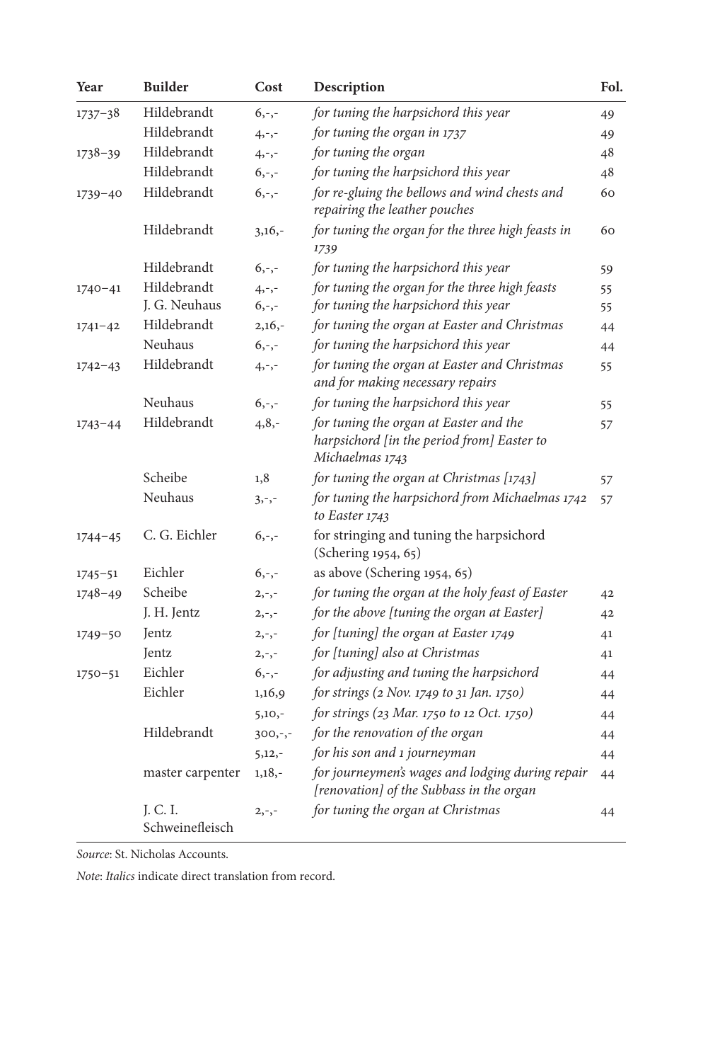| Year | Builder | Cost | Description | Fol. |
|---|---|---|---|---|
| 1737–38 | Hildebrandt | 6,-,- | *for tuning the harpsichord this year* | 49 |
| | Hildebrandt | 4,-,- | *for tuning the organ in 1737* | 49 |
| 1738–39 | Hildebrandt | 4,-,- | *for tuning the organ* | 48 |
| | Hildebrandt | 6,-,- | *for tuning the harpsichord this year* | 48 |
| 1739–40 | Hildebrandt | 6,-,- | *for re-gluing the bellows and wind chests and repairing the leather pouches* | 60 |
| | Hildebrandt | 3,16,- | *for tuning the organ for the three high feasts in 1739* | 60 |
| | Hildebrandt | 6,-,- | *for tuning the harpsichord this year* | 59 |
| 1740–41 | Hildebrandt | 4,-,- | *for tuning the organ for the three high feasts* | 55 |
| | J. G. Neuhaus | 6,-,- | *for tuning the harpsichord this year* | 55 |
| 1741–42 | Hildebrandt | 2,16,- | *for tuning the organ at Easter and Christmas* | 44 |
| | Neuhaus | 6,-,- | *for tuning the harpsichord this year* | 44 |
| 1742–43 | Hildebrandt | 4,-,- | *for tuning the organ at Easter and Christmas and for making necessary repairs* | 55 |
| | Neuhaus | 6,-,- | *for tuning the harpsichord this year* | 55 |
| 1743–44 | Hildebrandt | 4,8,- | *for tuning the organ at Easter and the harpsichord [in the period from] Easter to Michaelmas 1743* | 57 |
| | Scheibe | 1,8 | *for tuning the organ at Christmas [1743]* | 57 |
| | Neuhaus | 3,-,- | *for tuning the harpsichord from Michaelmas 1742 to Easter 1743* | 57 |
| 1744–45 | C. G. Eichler | 6,-,- | for stringing and tuning the harpsichord (Schering 1954, 65) | |
| 1745–51 | Eichler | 6,-,- | as above (Schering 1954, 65) | |
| 1748–49 | Scheibe | 2,-,- | *for tuning the organ at the holy feast of Easter* | 42 |
| | J. H. Jentz | 2,-,- | *for the above [tuning the organ at Easter]* | 42 |
| 1749–50 | Jentz | 2,-,- | *for [tuning] the organ at Easter 1749* | 41 |
| | Jentz | 2,-,- | *for [tuning] also at Christmas* | 41 |
| 1750–51 | Eichler | 6,-,- | *for adjusting and tuning the harpsichord* | 44 |
| | Eichler | 1,16,9 | *for strings (2 Nov. 1749 to 31 Jan. 1750)* | 44 |
| | | 5,10,- | *for strings (23 Mar. 1750 to 12 Oct. 1750)* | 44 |
| | Hildebrandt | 300,-,- | *for the renovation of the organ* | 44 |
| | | 5,12,- | *for his son and 1 journeyman* | 44 |
| | master carpenter | 1,18,- | *for journeymen's wages and lodging during repair [renovation] of the Subbass in the organ* | 44 |
| | J. C. I. Schweinefleisch | 2,-,- | *for tuning the organ at Christmas* | 44 |

*Source*: St. Nicholas Accounts.

*Note*: *Italics* indicate direct translation from record.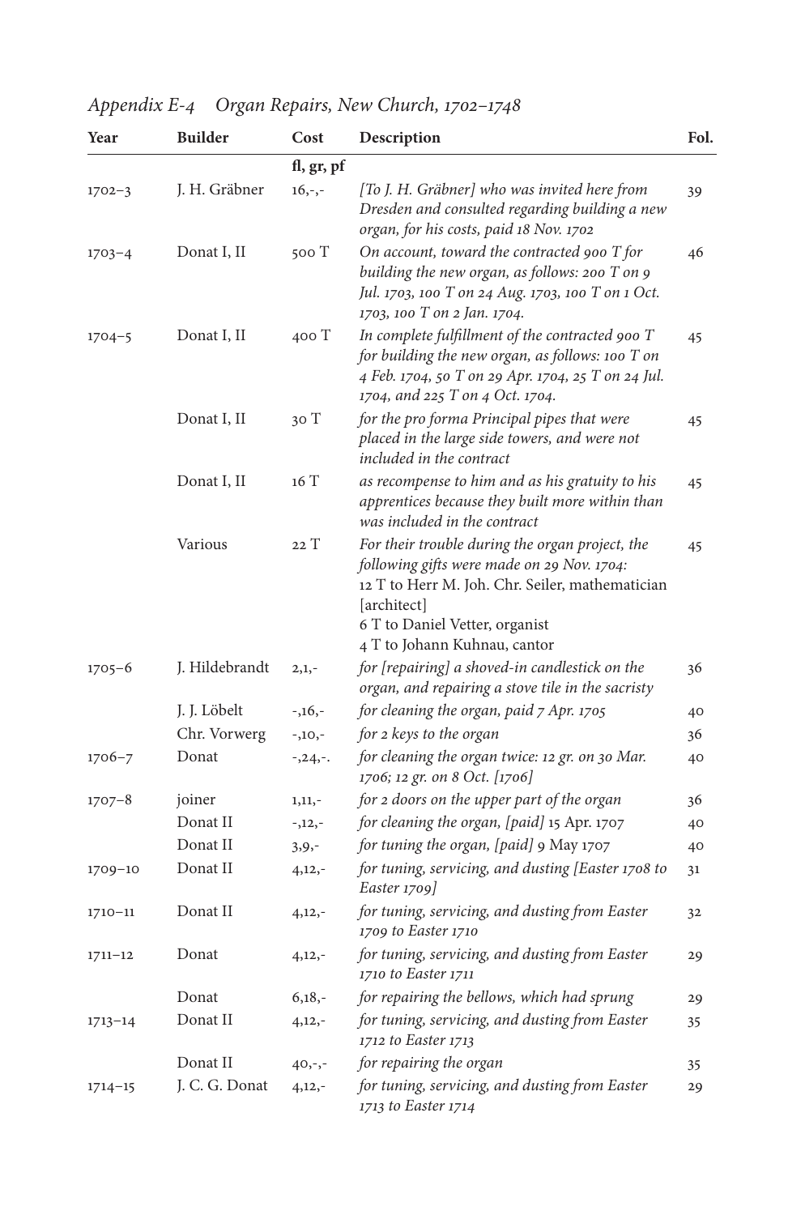## *Appendix E-4 Organ Repairs, New Church, 1702–1748*

| Year | Builder | Cost | Description | Fol. |
|---|---|---|---|---|
| | | fl, gr, pf | | |
| 1702–3 | J. H. Gräbner | 16,-,- | *[To J. H. Gräbner] who was invited here from Dresden and consulted regarding building a new organ, for his costs, paid 18 Nov. 1702* | 39 |
| 1703–4 | Donat I, II | 500 T | *On account, toward the contracted 900 T for building the new organ, as follows: 200 T on 9 Jul. 1703, 100 T on 24 Aug. 1703, 100 T on 1 Oct. 1703, 100 T on 2 Jan. 1704.* | 46 |
| 1704–5 | Donat I, II | 400 T | *In complete fulfillment of the contracted 900 T for building the new organ, as follows: 100 T on 4 Feb. 1704, 50 T on 29 Apr. 1704, 25 T on 24 Jul. 1704, and 225 T on 4 Oct. 1704.* | 45 |
| | Donat I, II | 30 T | *for the pro forma Principal pipes that were placed in the large side towers, and were not included in the contract* | 45 |
| | Donat I, II | 16 T | *as recompense to him and as his gratuity to his apprentices because they built more within than was included in the contract* | 45 |
| | Various | 22 T | *For their trouble during the organ project, the following gifts were made on 29 Nov. 1704:* 12 T to Herr M. Joh. Chr. Seiler, mathematician [architect] 6 T to Daniel Vetter, organist 4 T to Johann Kuhnau, cantor | 45 |
| 1705–6 | J. Hildebrandt | 2,1,- | *for [repairing] a shoved-in candlestick on the organ, and repairing a stove tile in the sacristy* | 36 |
| | J. J. Löbelt | -,16,- | *for cleaning the organ, paid 7 Apr. 1705* | 40 |
| | Chr. Vorwerg | -,10,- | *for 2 keys to the organ* | 36 |
| 1706–7 | Donat | -,24,-. | *for cleaning the organ twice: 12 gr. on 30 Mar. 1706; 12 gr. on 8 Oct. [1706]* | 40 |
| 1707–8 | joiner | 1,11,- | *for 2 doors on the upper part of the organ* | 36 |
| | Donat II | -,12,- | *for cleaning the organ, [paid]* 15 Apr. 1707 | 40 |
| | Donat II | 3,9,- | *for tuning the organ, [paid]* 9 May 1707 | 40 |
| 1709–10 | Donat II | 4,12,- | *for tuning, servicing, and dusting [Easter 1708 to Easter 1709]* | 31 |
| 1710–11 | Donat II | 4,12,- | *for tuning, servicing, and dusting from Easter 1709 to Easter 1710* | 32 |
| 1711–12 | Donat | 4,12,- | *for tuning, servicing, and dusting from Easter 1710 to Easter 1711* | 29 |
| | Donat | 6,18,- | *for repairing the bellows, which had sprung* | 29 |
| 1713–14 | Donat II | 4,12,- | *for tuning, servicing, and dusting from Easter 1712 to Easter 1713* | 35 |
| | Donat II | 40,-,- | *for repairing the organ* | 35 |
| 1714–15 | J. C. G. Donat | 4,12,- | *for tuning, servicing, and dusting from Easter 1713 to Easter 1714* | 29 |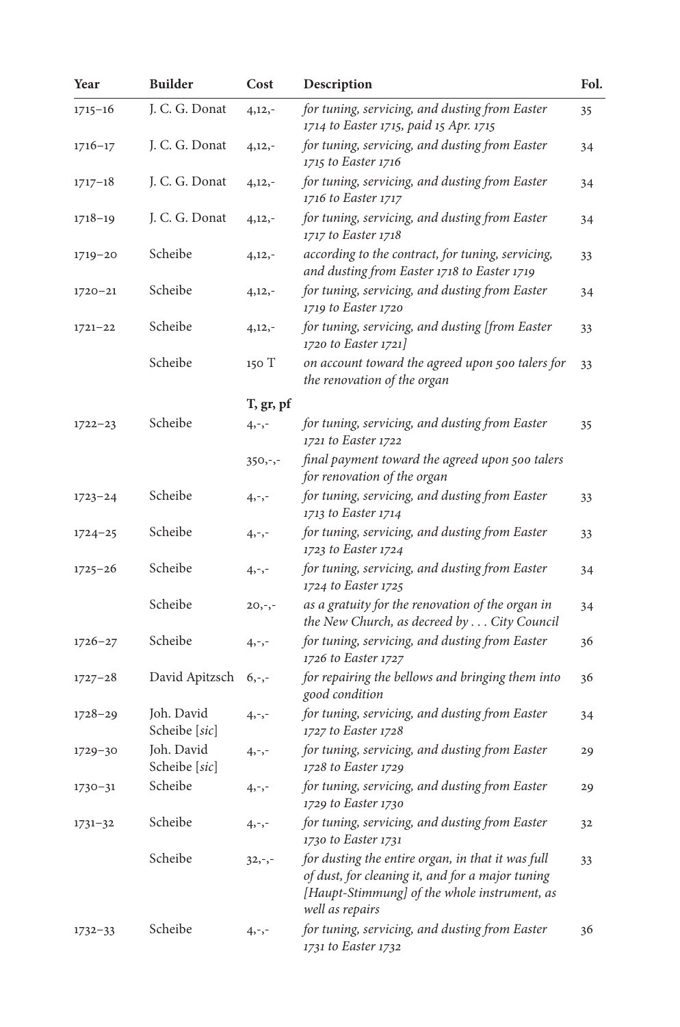| Year | Builder | Cost | Description | Fol. |
|---|---|---|---|---|
| 1715–16 | J. C. G. Donat | 4,12,- | *for tuning, servicing, and dusting from Easter 1714 to Easter 1715, paid 15 Apr. 1715* | 35 |
| 1716–17 | J. C. G. Donat | 4,12,- | *for tuning, servicing, and dusting from Easter 1715 to Easter 1716* | 34 |
| 1717–18 | J. C. G. Donat | 4,12,- | *for tuning, servicing, and dusting from Easter 1716 to Easter 1717* | 34 |
| 1718–19 | J. C. G. Donat | 4,12,- | *for tuning, servicing, and dusting from Easter 1717 to Easter 1718* | 34 |
| 1719–20 | Scheibe | 4,12,- | *according to the contract, for tuning, servicing, and dusting from Easter 1718 to Easter 1719* | 33 |
| 1720–21 | Scheibe | 4,12,- | *for tuning, servicing, and dusting from Easter 1719 to Easter 1720* | 34 |
| 1721–22 | Scheibe | 4,12,- | *for tuning, servicing, and dusting [from Easter 1720 to Easter 1721]* | 33 |
| | Scheibe | 150 T | *on account toward the agreed upon 500 talers for the renovation of the organ* | 33 |
| | | **T, gr, pf** | | |
| 1722–23 | Scheibe | 4,-,- | *for tuning, servicing, and dusting from Easter 1721 to Easter 1722* | 35 |
| | | 350,-,- | *final payment toward the agreed upon 500 talers for renovation of the organ* | |
| 1723–24 | Scheibe | 4,-,- | *for tuning, servicing, and dusting from Easter 1713 to Easter 1714* | 33 |
| 1724–25 | Scheibe | 4,-,- | *for tuning, servicing, and dusting from Easter 1723 to Easter 1724* | 33 |
| 1725–26 | Scheibe | 4,-,- | *for tuning, servicing, and dusting from Easter 1724 to Easter 1725* | 34 |
| | Scheibe | 20,-,- | *as a gratuity for the renovation of the organ in the New Church, as decreed by . . . City Council* | 34 |
| 1726–27 | Scheibe | 4,-,- | *for tuning, servicing, and dusting from Easter 1726 to Easter 1727* | 36 |
| 1727–28 | David Apitzsch | 6,-,- | *for repairing the bellows and bringing them into good condition* | 36 |
| 1728–29 | Joh. David Scheibe [*sic*] | 4,-,- | *for tuning, servicing, and dusting from Easter 1727 to Easter 1728* | 34 |
| 1729–30 | Joh. David Scheibe [*sic*] | 4,-,- | *for tuning, servicing, and dusting from Easter 1728 to Easter 1729* | 29 |
| 1730–31 | Scheibe | 4,-,- | *for tuning, servicing, and dusting from Easter 1729 to Easter 1730* | 29 |
| 1731–32 | Scheibe | 4,-,- | *for tuning, servicing, and dusting from Easter 1730 to Easter 1731* | 32 |
| | Scheibe | 32,-,- | *for dusting the entire organ, in that it was full of dust, for cleaning it, and for a major tuning [Haupt-Stimmung] of the whole instrument, as well as repairs* | 33 |
| 1732–33 | Scheibe | 4,-,- | *for tuning, servicing, and dusting from Easter 1731 to Easter 1732* | 36 |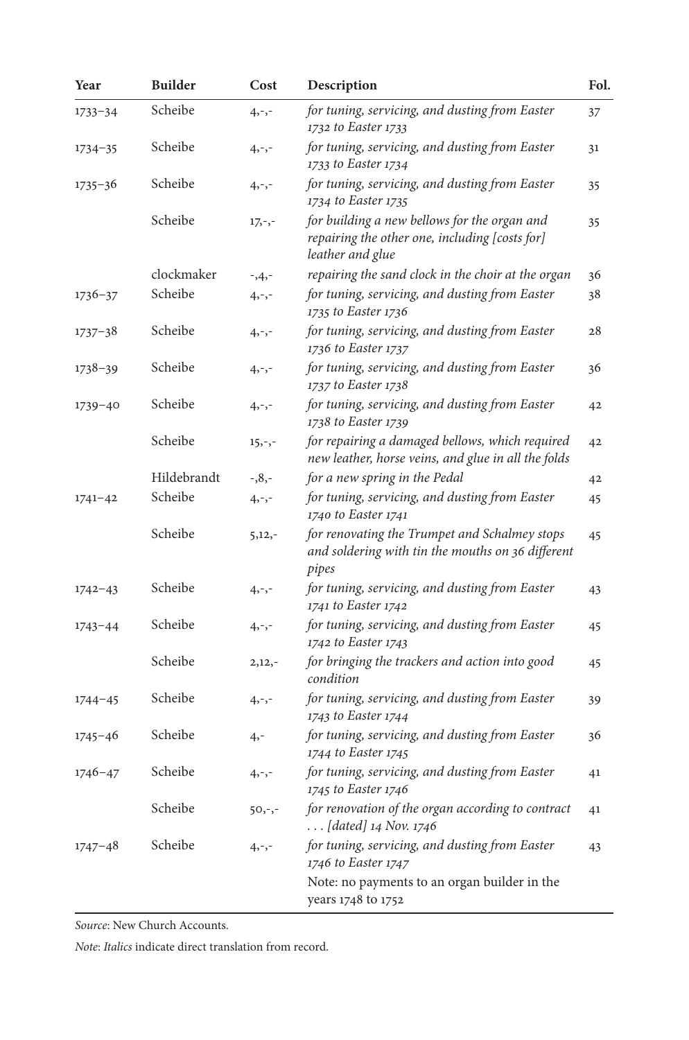| Year | Builder | Cost | Description | Fol. |
|---|---|---|---|---|
| 1733–34 | Scheibe | 4,-,- | *for tuning, servicing, and dusting from Easter 1732 to Easter 1733* | 37 |
| 1734–35 | Scheibe | 4,-,- | *for tuning, servicing, and dusting from Easter 1733 to Easter 1734* | 31 |
| 1735–36 | Scheibe | 4,-,- | *for tuning, servicing, and dusting from Easter 1734 to Easter 1735* | 35 |
| | Scheibe | 17,-,- | *for building a new bellows for the organ and repairing the other one, including [costs for] leather and glue* | 35 |
| | clockmaker | -,4,- | *repairing the sand clock in the choir at the organ* | 36 |
| 1736–37 | Scheibe | 4,-,- | *for tuning, servicing, and dusting from Easter 1735 to Easter 1736* | 38 |
| 1737–38 | Scheibe | 4,-,- | *for tuning, servicing, and dusting from Easter 1736 to Easter 1737* | 28 |
| 1738–39 | Scheibe | 4,-,- | *for tuning, servicing, and dusting from Easter 1737 to Easter 1738* | 36 |
| 1739–40 | Scheibe | 4,-,- | *for tuning, servicing, and dusting from Easter 1738 to Easter 1739* | 42 |
| | Scheibe | 15,-,- | *for repairing a damaged bellows, which required new leather, horse veins, and glue in all the folds* | 42 |
| | Hildebrandt | -,8,- | *for a new spring in the Pedal* | 42 |
| 1741–42 | Scheibe | 4,-,- | *for tuning, servicing, and dusting from Easter 1740 to Easter 1741* | 45 |
| | Scheibe | 5,12,- | *for renovating the Trumpet and Schalmey stops and soldering with tin the mouths on 36 different pipes* | 45 |
| 1742–43 | Scheibe | 4,-,- | *for tuning, servicing, and dusting from Easter 1741 to Easter 1742* | 43 |
| 1743–44 | Scheibe | 4,-,- | *for tuning, servicing, and dusting from Easter 1742 to Easter 1743* | 45 |
| | Scheibe | 2,12,- | *for bringing the trackers and action into good condition* | 45 |
| 1744–45 | Scheibe | 4,-,- | *for tuning, servicing, and dusting from Easter 1743 to Easter 1744* | 39 |
| 1745–46 | Scheibe | 4,- | *for tuning, servicing, and dusting from Easter 1744 to Easter 1745* | 36 |
| 1746–47 | Scheibe | 4,-,- | *for tuning, servicing, and dusting from Easter 1745 to Easter 1746* | 41 |
| | Scheibe | 50,-,- | *for renovation of the organ according to contract . . . [dated] 14 Nov. 1746* | 41 |
| 1747–48 | Scheibe | 4,-,- | *for tuning, servicing, and dusting from Easter 1746 to Easter 1747* | 43 |
| | | | Note: no payments to an organ builder in the years 1748 to 1752 | |

*Source*: New Church Accounts.

*Note*: *Italics* indicate direct translation from record.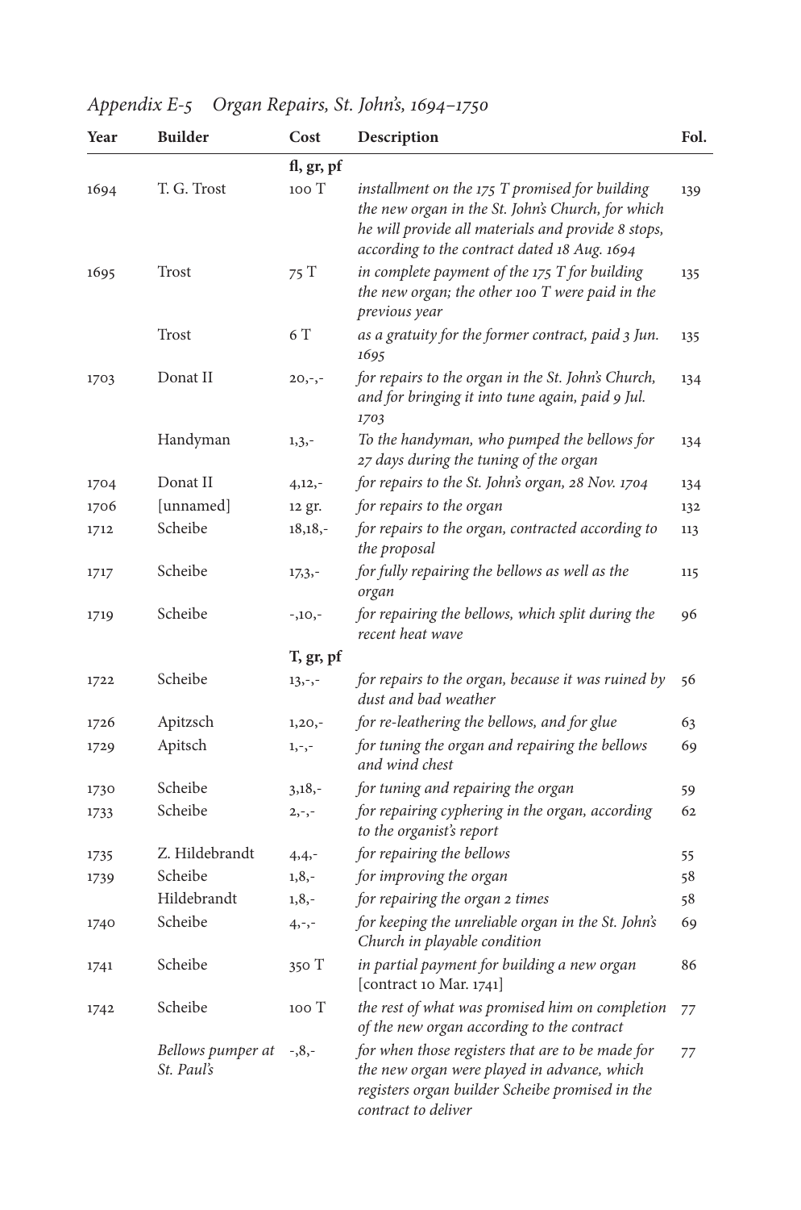*Appendix E-5 Organ Repairs, St. John's, 1694–1750*

| Year | Builder | Cost | Description | Fol. |
|---|---|---|---|---|
| | | **fl, gr, pf** | | |
| 1694 | T. G. Trost | 100 T | *installment on the 175 T promised for building the new organ in the St. John's Church, for which he will provide all materials and provide 8 stops, according to the contract dated 18 Aug. 1694* | 139 |
| 1695 | Trost | 75 T | *in complete payment of the 175 T for building the new organ; the other 100 T were paid in the previous year* | 135 |
| | Trost | 6 T | *as a gratuity for the former contract, paid 3 Jun. 1695* | 135 |
| 1703 | Donat II | 20,-,- | *for repairs to the organ in the St. John's Church, and for bringing it into tune again, paid 9 Jul. 1703* | 134 |
| | Handyman | 1,3,- | *To the handyman, who pumped the bellows for 27 days during the tuning of the organ* | 134 |
| 1704 | Donat II | 4,12,- | *for repairs to the St. John's organ, 28 Nov. 1704* | 134 |
| 1706 | [unnamed] | 12 gr. | *for repairs to the organ* | 132 |
| 1712 | Scheibe | 18,18,- | *for repairs to the organ, contracted according to the proposal* | 113 |
| 1717 | Scheibe | 17,3,- | *for fully repairing the bellows as well as the organ* | 115 |
| 1719 | Scheibe | -,10,- | *for repairing the bellows, which split during the recent heat wave* | 96 |
| | | **T, gr, pf** | | |
| 1722 | Scheibe | 13,-,- | *for repairs to the organ, because it was ruined by dust and bad weather* | 56 |
| 1726 | Apitzsch | 1,20,- | *for re-leathering the bellows, and for glue* | 63 |
| 1729 | Apitsch | 1,-,- | *for tuning the organ and repairing the bellows and wind chest* | 69 |
| 1730 | Scheibe | 3,18,- | *for tuning and repairing the organ* | 59 |
| 1733 | Scheibe | 2,-,- | *for repairing cyphering in the organ, according to the organist's report* | 62 |
| 1735 | Z. Hildebrandt | 4,4,- | *for repairing the bellows* | 55 |
| 1739 | Scheibe | 1,8,- | *for improving the organ* | 58 |
| | Hildebrandt | 1,8,- | *for repairing the organ 2 times* | 58 |
| 1740 | Scheibe | 4,-,- | *for keeping the unreliable organ in the St. John's Church in playable condition* | 69 |
| 1741 | Scheibe | 350 T | *in partial payment for building a new organ* [contract 10 Mar. 1741] | 86 |
| 1742 | Scheibe | 100 T | *the rest of what was promised him on completion of the new organ according to the contract* | 77 |
| | *Bellows pumper at St. Paul's* | -,8,- | *for when those registers that are to be made for the new organ were played in advance, which registers organ builder Scheibe promised in the contract to deliver* | 77 |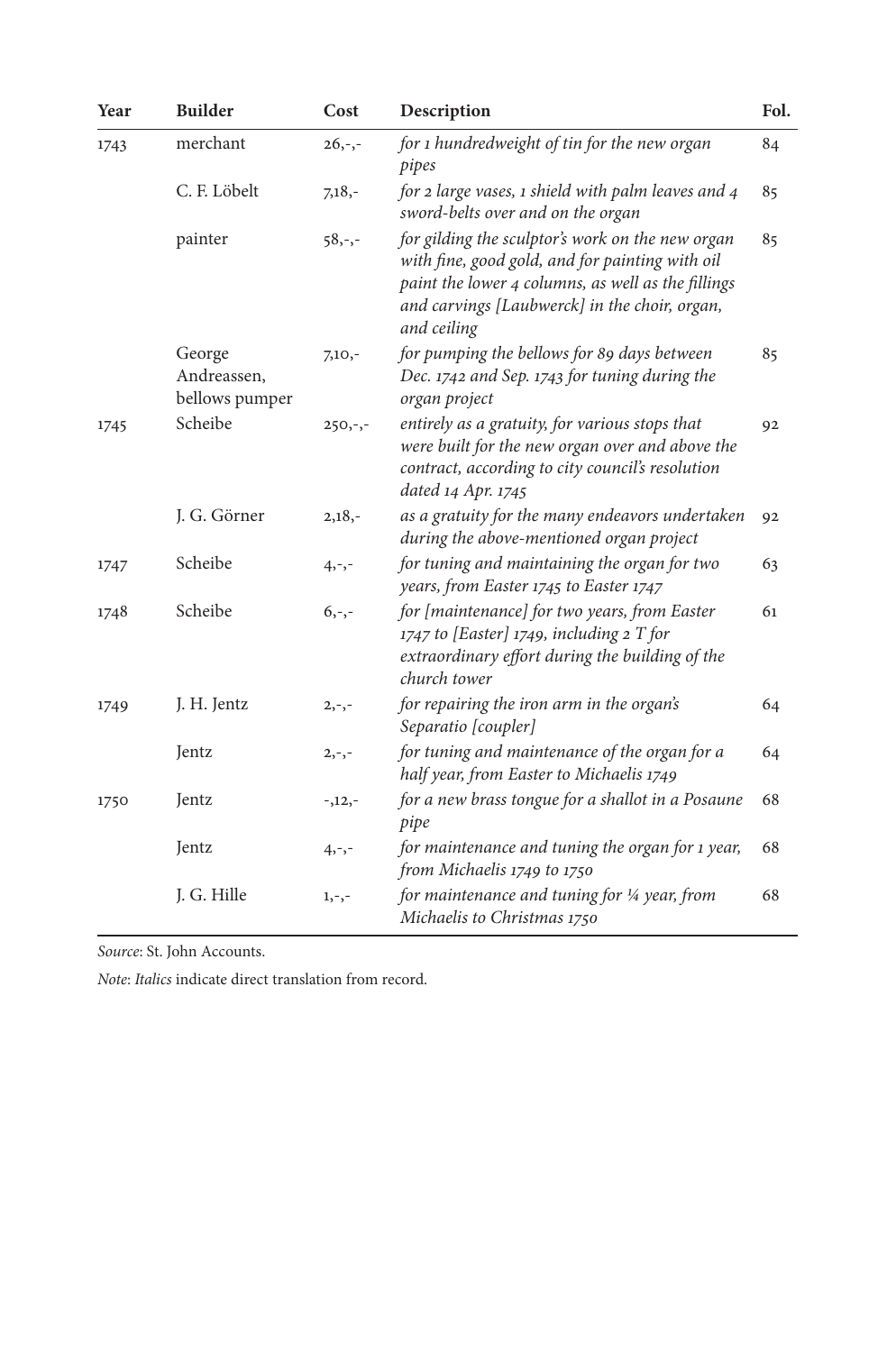| Year | Builder | Cost | Description | Fol. |
|---|---|---|---|---|
| 1743 | merchant | 26,-,- | *for 1 hundredweight of tin for the new organ pipes* | 84 |
| | C. F. Löbelt | 7,18,- | *for 2 large vases, 1 shield with palm leaves and 4 sword-belts over and on the organ* | 85 |
| | painter | 58,-,- | *for gilding the sculptor's work on the new organ with fine, good gold, and for painting with oil paint the lower 4 columns, as well as the fillings and carvings [Laubwerck] in the choir, organ, and ceiling* | 85 |
| | George Andreassen, bellows pumper | 7,10,- | *for pumping the bellows for 89 days between Dec. 1742 and Sep. 1743 for tuning during the organ project* | 85 |
| 1745 | Scheibe | 250,-,- | *entirely as a gratuity, for various stops that were built for the new organ over and above the contract, according to city council's resolution dated 14 Apr. 1745* | 92 |
| | J. G. Görner | 2,18,- | *as a gratuity for the many endeavors undertaken during the above-mentioned organ project* | 92 |
| 1747 | Scheibe | 4,-,- | *for tuning and maintaining the organ for two years, from Easter 1745 to Easter 1747* | 63 |
| 1748 | Scheibe | 6,-,- | *for [maintenance] for two years, from Easter 1747 to [Easter] 1749, including 2 T for extraordinary effort during the building of the church tower* | 61 |
| 1749 | J. H. Jentz | 2,-,- | *for repairing the iron arm in the organ's Separatio [coupler]* | 64 |
| | Jentz | 2,-,- | *for tuning and maintenance of the organ for a half year, from Easter to Michaelis 1749* | 64 |
| 1750 | Jentz | -,12,- | *for a new brass tongue for a shallot in a Posaune pipe* | 68 |
| | Jentz | 4,-,- | *for maintenance and tuning the organ for 1 year, from Michaelis 1749 to 1750* | 68 |
| | J. G. Hille | 1,-,- | *for maintenance and tuning for ¼ year, from Michaelis to Christmas 1750* | 68 |

*Source*: St. John Accounts.

*Note*: *Italics* indicate direct translation from record.